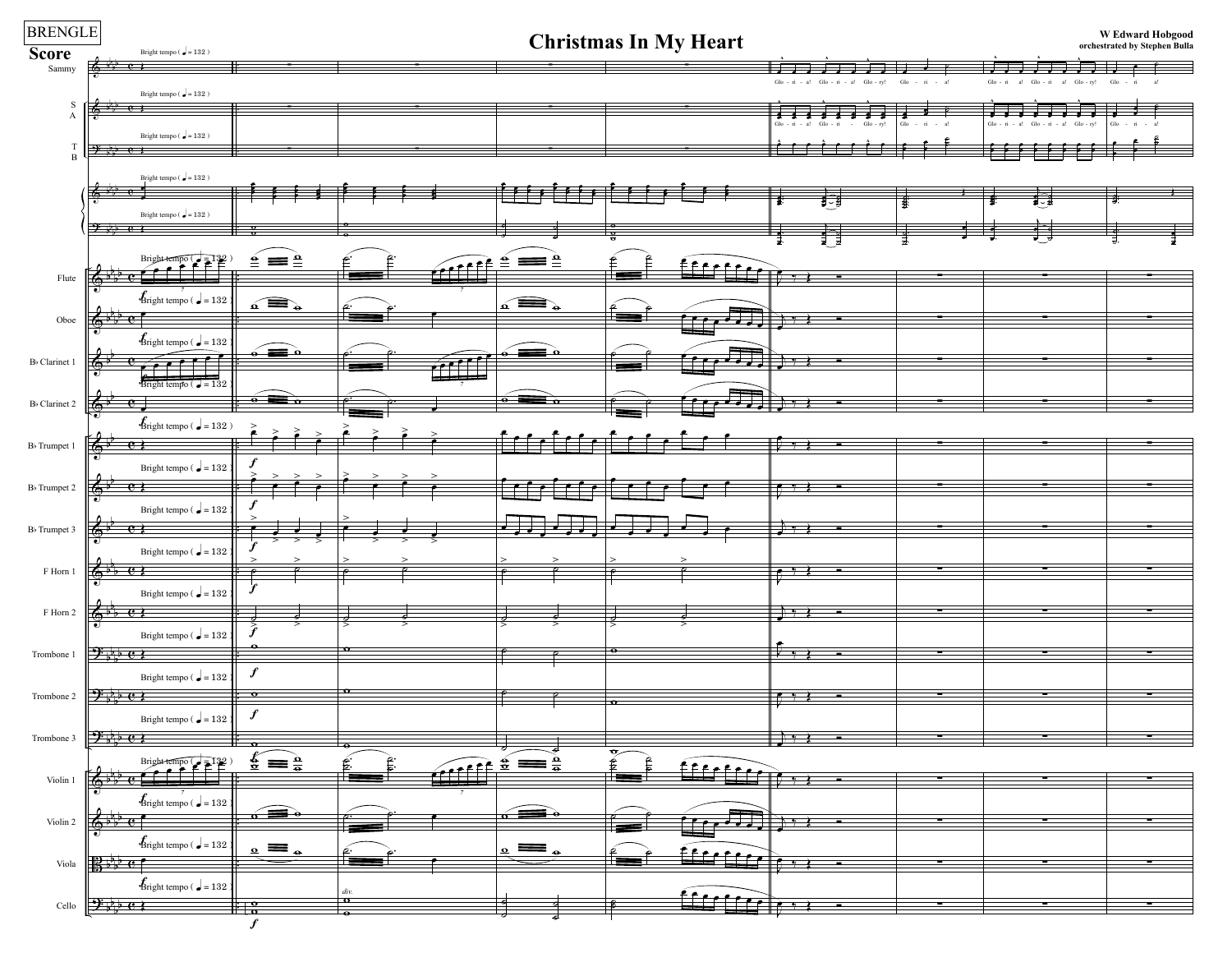BRENGLE

**Score**

# Christmas In My Heart

**W Edward Hobgood**
**orchestrated by Stephen Bulla**

Bright tempo ( ♩ = 132 )

Sammy

S
A

T
B

Flute

Oboe

B♭ Clarinet 1

B♭ Clarinet 2

B♭ Trumpet 1

B♭ Trumpet 2

B♭ Trumpet 3

F Horn 1

F Horn 2

Trombone 1

Trombone 2

Trombone 3

Violin 1

Violin 2

Viola

Cello

Glo - ri - a! Glo - ri - a! Glo - ry! Glo - ri - a! Glo - ri - a! Glo - ri - a! Glo - ry! Glo - ri - a!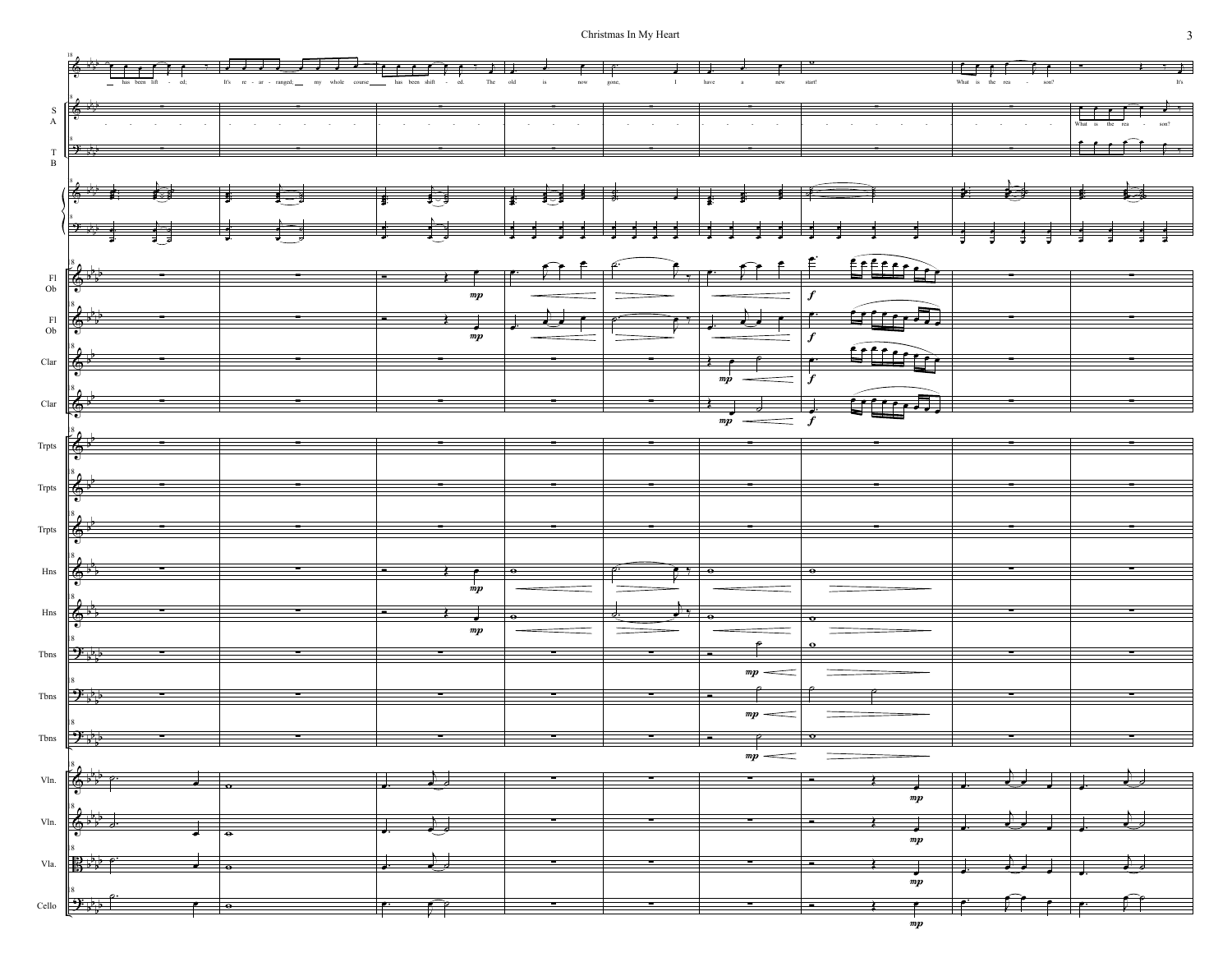has been lift - ed; It's re - ar - ranged; my whole course has been shift - ed. The old is now gone, I have a new start! What is the rea - son? It's

What is the rea - son?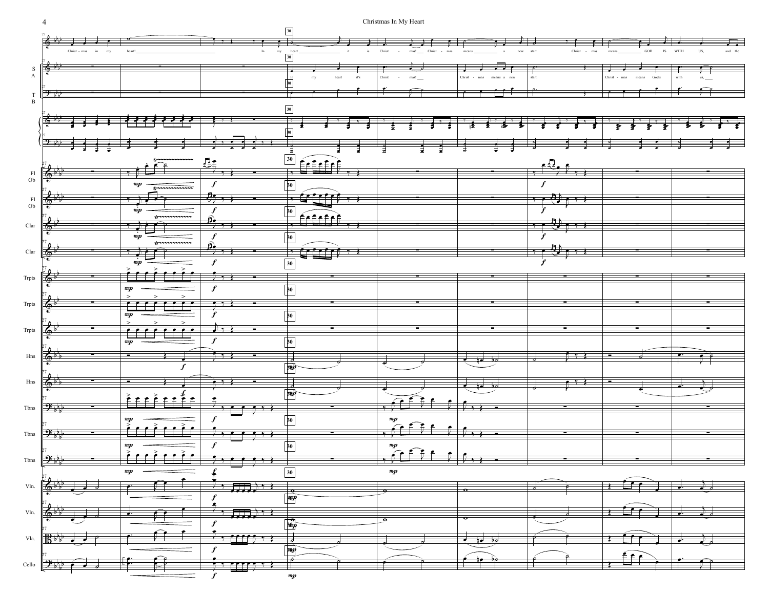Christ - mas in my heart! In my heart it is Christ - mas! Christ - mas means a new start. Christ - mas means GOD IS WITH US, and the

In my heart it's Christ - mas! Christ - mas means a new start. Christ - mas means God's with us,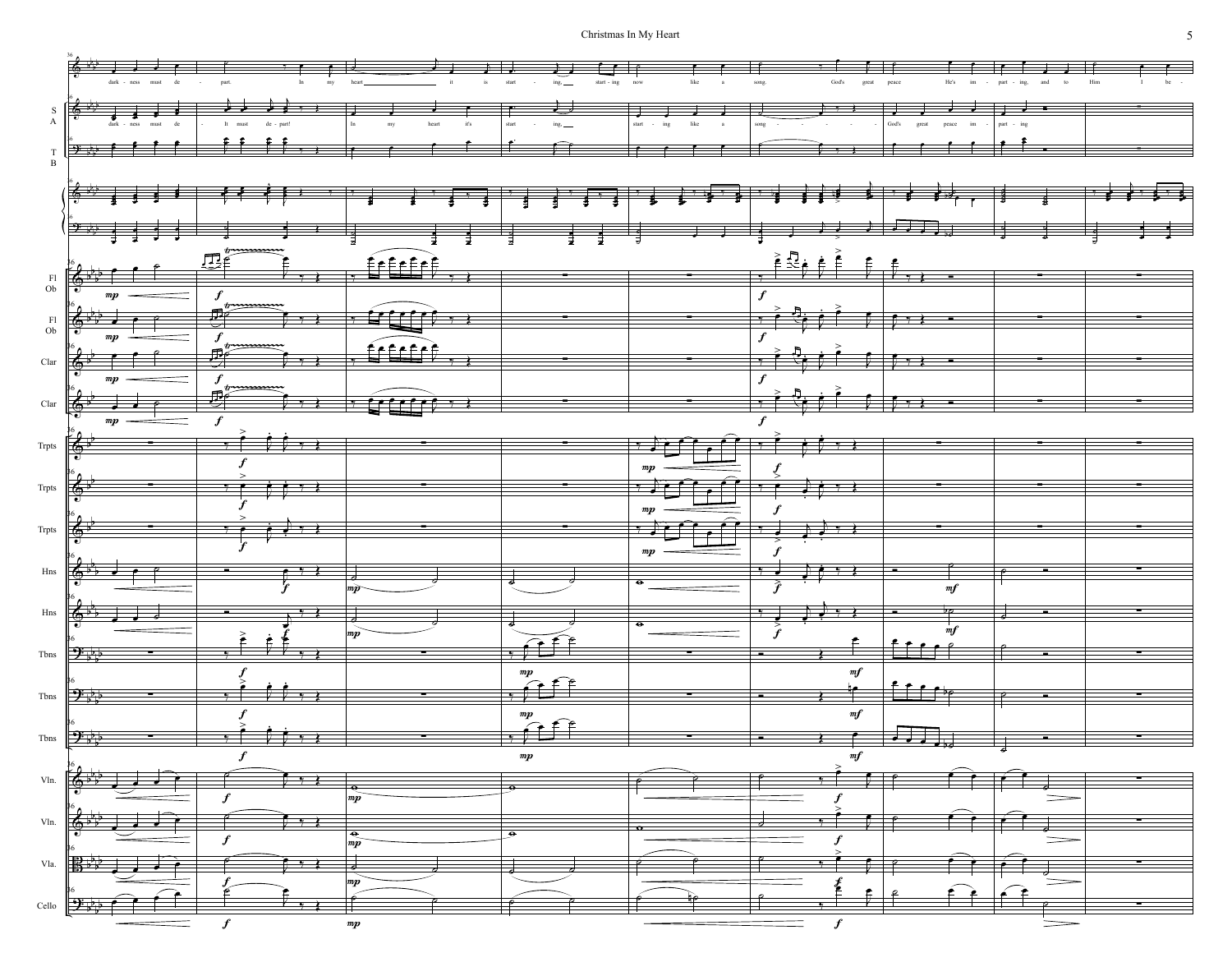dark - ness must de - part. In my heart it is start - ing, start - ing now like a song. God's great peace He's im - part - ing, and to Him I be -

S
A

dark - ness must de - It must de - part! In my heart it's start - ing, start - ing like a song - - - - - God's great peace im - part - ing

T
B

Fl
Ob

Fl
Ob

Clar

Clar

Trpts

Trpts

Trpts

Hns

Hns

Tbns

Tbns

Tbns

Vln.

Vln.

Vla.

Cello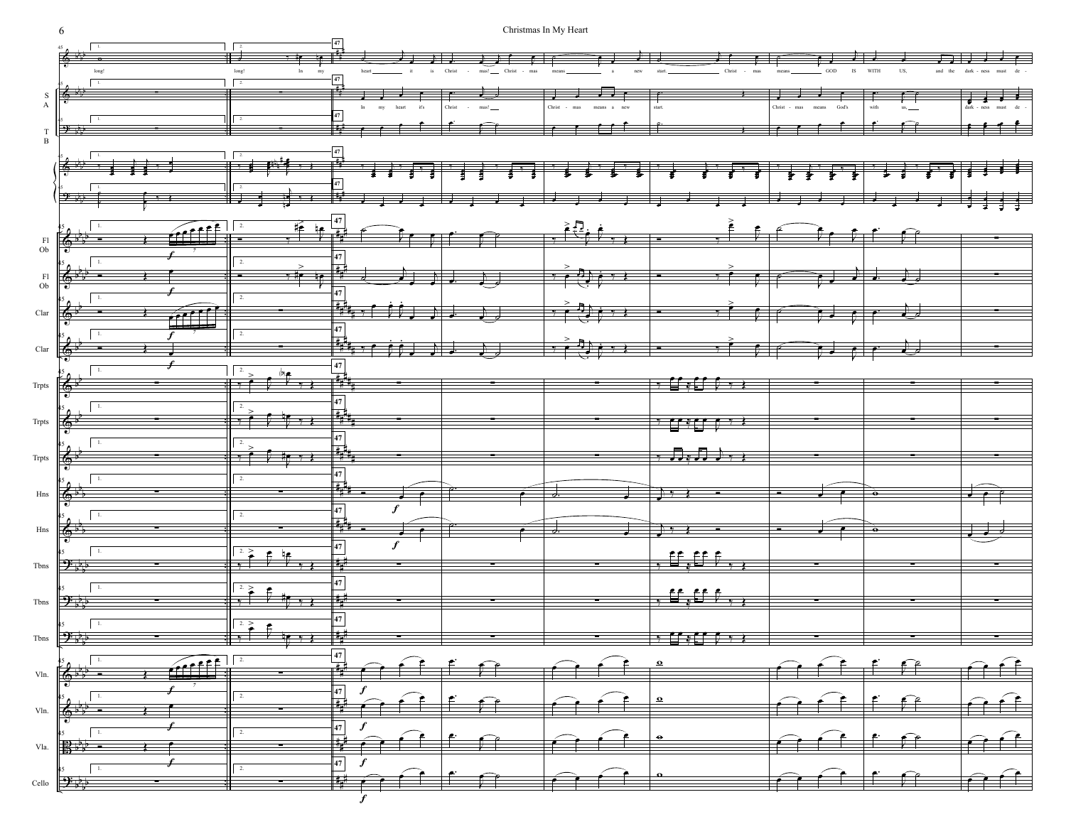long! | long! In my heart it is Christ - mas! Christ - mas means a new start. Christ - mas means GOD IS WITH US, and the dark - ness must de -

In my heart it's Christ - mas! Christ - mas means a new start. Christ - mas means God's with us, dark - ness must de -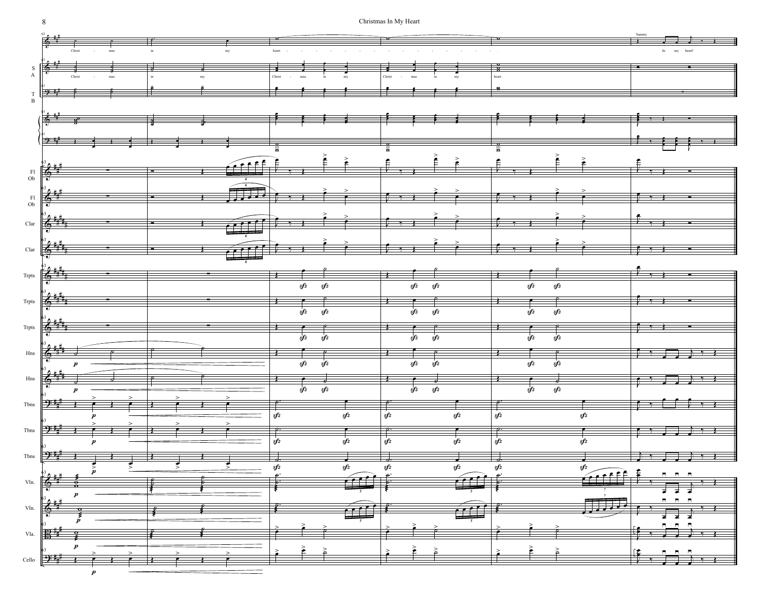Sammy

Christ - mas in my heart - - - - - - - - - - - - - - - - - .

In my heart!

S
A

Christ - mas in my Christ - mas in my Christ - mas in my heart.

T
B

Fl
Ob

Fl
Ob

Clar

Clar

Trpts

Trpts

Trpts

Hns

Hns

Tbns

Tbns

Tbns

Vln.

Vln.

Vla.

Cello